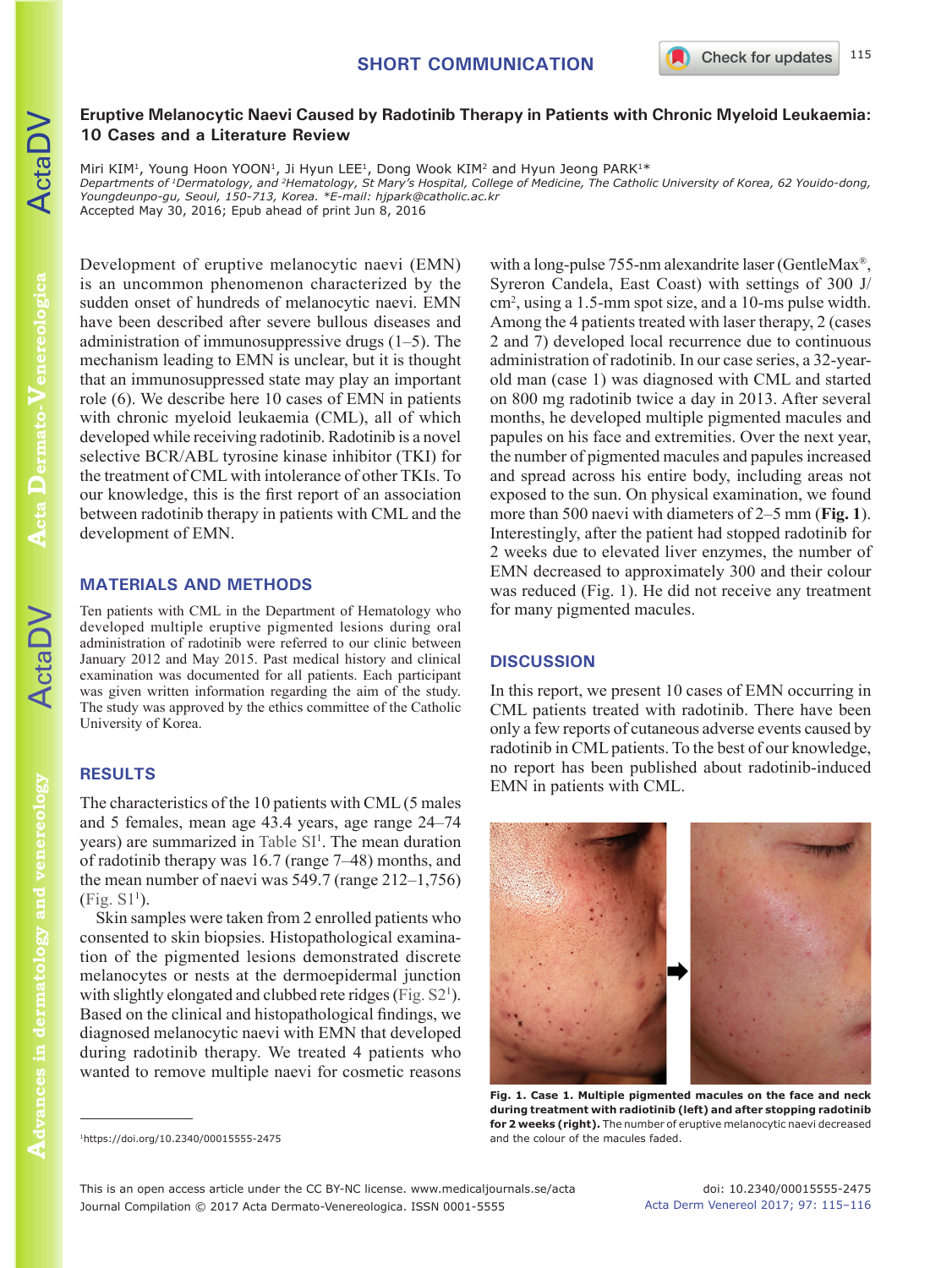SHORT COMMUNICATION

# Eruptive Melanocytic Naevi Caused by Radotinib Therapy in Patients with Chronic Myeloid Leukaemia: 10 Cases and a Literature Review

Miri KIM[1], Young Hoon YOON[1], Ji Hyun LEE[1], Dong Wook KIM[2] and Hyun Jeong PARK[1]*

*Departments of [1]Dermatology, and [2]Hematology, St Mary's Hospital, College of Medicine, The Catholic University of Korea, 62 Youido-dong, Youngdeunpo-gu, Seoul, 150-713, Korea. *E-mail: hjpark@catholic.ac.kr*

Accepted May 30, 2016; Epub ahead of print Jun 8, 2016

Development of eruptive melanocytic naevi (EMN) is an uncommon phenomenon characterized by the sudden onset of hundreds of melanocytic naevi. EMN have been described after severe bullous diseases and administration of immunosuppressive drugs (1–5). The mechanism leading to EMN is unclear, but it is thought that an immunosuppressed state may play an important role (6). We describe here 10 cases of EMN in patients with chronic myeloid leukaemia (CML), all of which developed while receiving radotinib. Radotinib is a novel selective BCR/ABL tyrosine kinase inhibitor (TKI) for the treatment of CML with intolerance of other TKIs. To our knowledge, this is the first report of an association between radotinib therapy in patients with CML and the development of EMN.

## MATERIALS AND METHODS

Ten patients with CML in the Department of Hematology who developed multiple eruptive pigmented lesions during oral administration of radotinib were referred to our clinic between January 2012 and May 2015. Past medical history and clinical examination was documented for all patients. Each participant was given written information regarding the aim of the study. The study was approved by the ethics committee of the Catholic University of Korea.

## RESULTS

The characteristics of the 10 patients with CML (5 males and 5 females, mean age 43.4 years, age range 24–74 years) are summarized in Table SI[1]. The mean duration of radotinib therapy was 16.7 (range 7–48) months, and the mean number of naevi was 549.7 (range 212–1,756) (Fig. S1[1]).

Skin samples were taken from 2 enrolled patients who consented to skin biopsies. Histopathological examination of the pigmented lesions demonstrated discrete melanocytes or nests at the dermoepidermal junction with slightly elongated and clubbed rete ridges (Fig. S2[1]). Based on the clinical and histopathological findings, we diagnosed melanocytic naevi with EMN that developed during radotinib therapy. We treated 4 patients who wanted to remove multiple naevi for cosmetic reasons with a long-pulse 755-nm alexandrite laser (GentleMax®, Syreron Candela, East Coast) with settings of 300 J/cm$^2$, using a 1.5-mm spot size, and a 10-ms pulse width. Among the 4 patients treated with laser therapy, 2 (cases 2 and 7) developed local recurrence due to continuous administration of radotinib. In our case series, a 32-year-old man (case 1) was diagnosed with CML and started on 800 mg radotinib twice a day in 2013. After several months, he developed multiple pigmented macules and papules on his face and extremities. Over the next year, the number of pigmented macules and papules increased and spread across his entire body, including areas not exposed to the sun. On physical examination, we found more than 500 naevi with diameters of 2–5 mm (**Fig. 1**). Interestingly, after the patient had stopped radotinib for 2 weeks due to elevated liver enzymes, the number of EMN decreased to approximately 300 and their colour was reduced (Fig. 1). He did not receive any treatment for many pigmented macules.

## DISCUSSION

In this report, we present 10 cases of EMN occurring in CML patients treated with radotinib. There have been only a few reports of cutaneous adverse events caused by radotinib in CML patients. To the best of our knowledge, no report has been published about radotinib-induced EMN in patients with CML.

**Fig. 1. Case 1. Multiple pigmented macules on the face and neck during treatment with radiotinib (left) and after stopping radotinib for 2 weeks (right).** The number of eruptive melanocytic naevi decreased and the colour of the macules faded.

[1]https://doi.org/10.2340/00015555-2475

This is an open access article under the CC BY-NC license. www.medicaljournals.se/acta
Journal Compilation © 2017 Acta Dermato-Venereologica. ISSN 0001-5555

doi: 10.2340/00015555-2475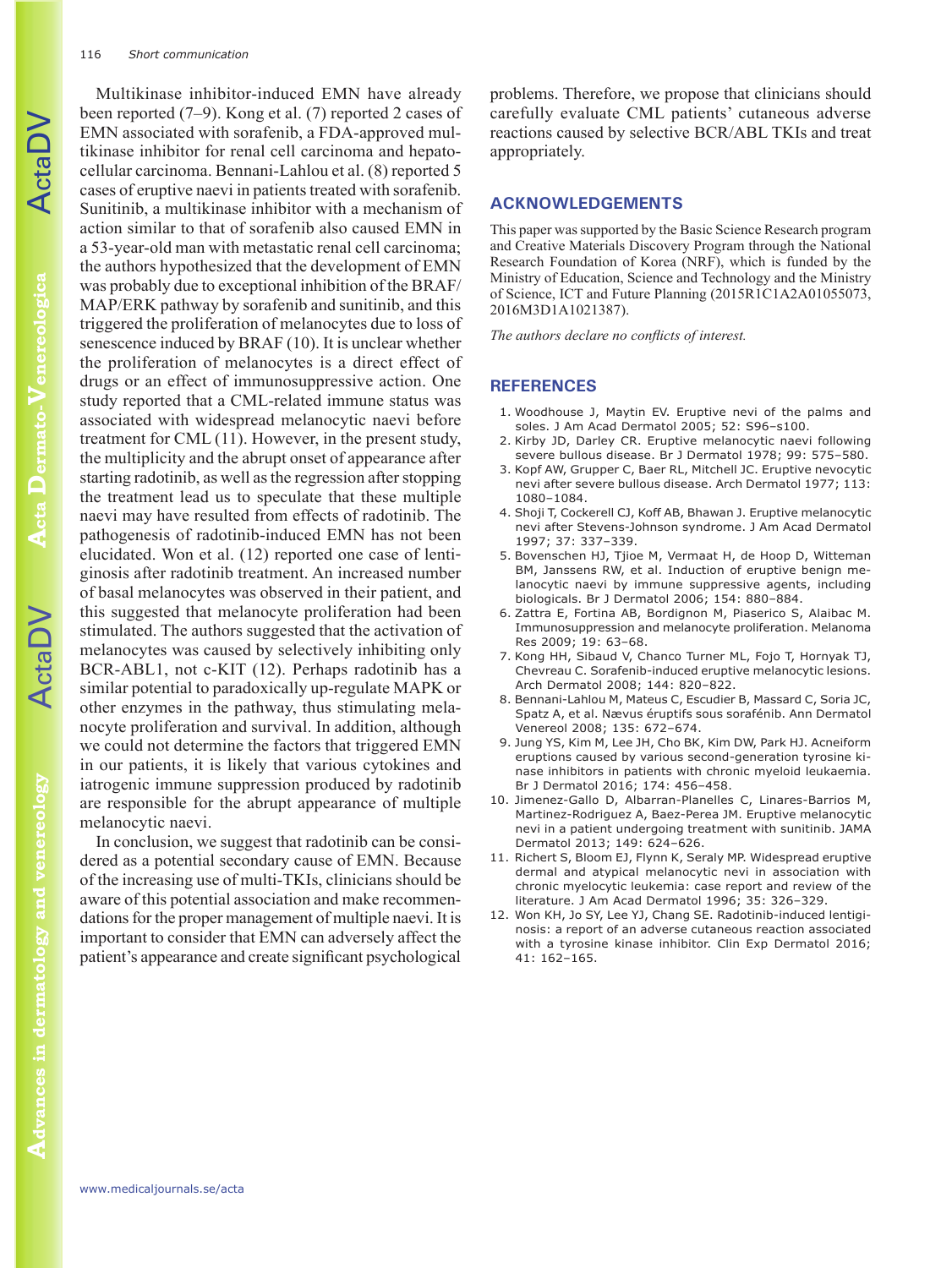Multikinase inhibitor-induced EMN have already been reported (7–9). Kong et al. (7) reported 2 cases of EMN associated with sorafenib, a FDA-approved multikinase inhibitor for renal cell carcinoma and hepatocellular carcinoma. Bennani-Lahlou et al. (8) reported 5 cases of eruptive naevi in patients treated with sorafenib. Sunitinib, a multikinase inhibitor with a mechanism of action similar to that of sorafenib also caused EMN in a 53-year-old man with metastatic renal cell carcinoma; the authors hypothesized that the development of EMN was probably due to exceptional inhibition of the BRAF/MAP/ERK pathway by sorafenib and sunitinib, and this triggered the proliferation of melanocytes due to loss of senescence induced by BRAF (10). It is unclear whether the proliferation of melanocytes is a direct effect of drugs or an effect of immunosuppressive action. One study reported that a CML-related immune status was associated with widespread melanocytic naevi before treatment for CML (11). However, in the present study, the multiplicity and the abrupt onset of appearance after starting radotinib, as well as the regression after stopping the treatment lead us to speculate that these multiple naevi may have resulted from effects of radotinib. The pathogenesis of radotinib-induced EMN has not been elucidated. Won et al. (12) reported one case of lentiginosis after radotinib treatment. An increased number of basal melanocytes was observed in their patient, and this suggested that melanocyte proliferation had been stimulated. The authors suggested that the activation of melanocytes was caused by selectively inhibiting only BCR-ABL1, not c-KIT (12). Perhaps radotinib has a similar potential to paradoxically up-regulate MAPK or other enzymes in the pathway, thus stimulating melanocyte proliferation and survival. In addition, although we could not determine the factors that triggered EMN in our patients, it is likely that various cytokines and iatrogenic immune suppression produced by radotinib are responsible for the abrupt appearance of multiple melanocytic naevi.

In conclusion, we suggest that radotinib can be considered as a potential secondary cause of EMN. Because of the increasing use of multi-TKIs, clinicians should be aware of this potential association and make recommendations for the proper management of multiple naevi. It is important to consider that EMN can adversely affect the patient's appearance and create significant psychological problems. Therefore, we propose that clinicians should carefully evaluate CML patients' cutaneous adverse reactions caused by selective BCR/ABL TKIs and treat appropriately.

## ACKNOWLEDGEMENTS

This paper was supported by the Basic Science Research program and Creative Materials Discovery Program through the National Research Foundation of Korea (NRF), which is funded by the Ministry of Education, Science and Technology and the Ministry of Science, ICT and Future Planning (2015R1C1A2A01055073, 2016M3D1A1021387).

*The authors declare no conflicts of interest.*

## REFERENCES

1. Woodhouse J, Maytin EV. Eruptive nevi of the palms and soles. J Am Acad Dermatol 2005; 52: S96–s100.
2. Kirby JD, Darley CR. Eruptive melanocytic naevi following severe bullous disease. Br J Dermatol 1978; 99: 575–580.
3. Kopf AW, Grupper C, Baer RL, Mitchell JC. Eruptive nevocytic nevi after severe bullous disease. Arch Dermatol 1977; 113: 1080–1084.
4. Shoji T, Cockerell CJ, Koff AB, Bhawan J. Eruptive melanocytic nevi after Stevens-Johnson syndrome. J Am Acad Dermatol 1997; 37: 337–339.
5. Bovenschen HJ, Tjioe M, Vermaat H, de Hoop D, Witteman BM, Janssens RW, et al. Induction of eruptive benign melanocytic naevi by immune suppressive agents, including biologicals. Br J Dermatol 2006; 154: 880–884.
6. Zattra E, Fortina AB, Bordignon M, Piaserico S, Alaibac M. Immunosuppression and melanocyte proliferation. Melanoma Res 2009; 19: 63–68.
7. Kong HH, Sibaud V, Chanco Turner ML, Fojo T, Hornyak TJ, Chevreau C. Sorafenib-induced eruptive melanocytic lesions. Arch Dermatol 2008; 144: 820–822.
8. Bennani-Lahlou M, Mateus C, Escudier B, Massard C, Soria JC, Spatz A, et al. Nævus éruptifs sous sorafénib. Ann Dermatol Venereol 2008; 135: 672–674.
9. Jung YS, Kim M, Lee JH, Cho BK, Kim DW, Park HJ. Acneiform eruptions caused by various second-generation tyrosine kinase inhibitors in patients with chronic myeloid leukaemia. Br J Dermatol 2016; 174: 456–458.
10. Jimenez-Gallo D, Albarran-Planelles C, Linares-Barrios M, Martinez-Rodriguez A, Baez-Perea JM. Eruptive melanocytic nevi in a patient undergoing treatment with sunitinib. JAMA Dermatol 2013; 149: 624–626.
11. Richert S, Bloom EJ, Flynn K, Seraly MP. Widespread eruptive dermal and atypical melanocytic nevi in association with chronic myelocytic leukemia: case report and review of the literature. J Am Acad Dermatol 1996; 35: 326–329.
12. Won KH, Jo SY, Lee YJ, Chang SE. Radotinib-induced lentiginosis: a report of an adverse cutaneous reaction associated with a tyrosine kinase inhibitor. Clin Exp Dermatol 2016; 41: 162–165.